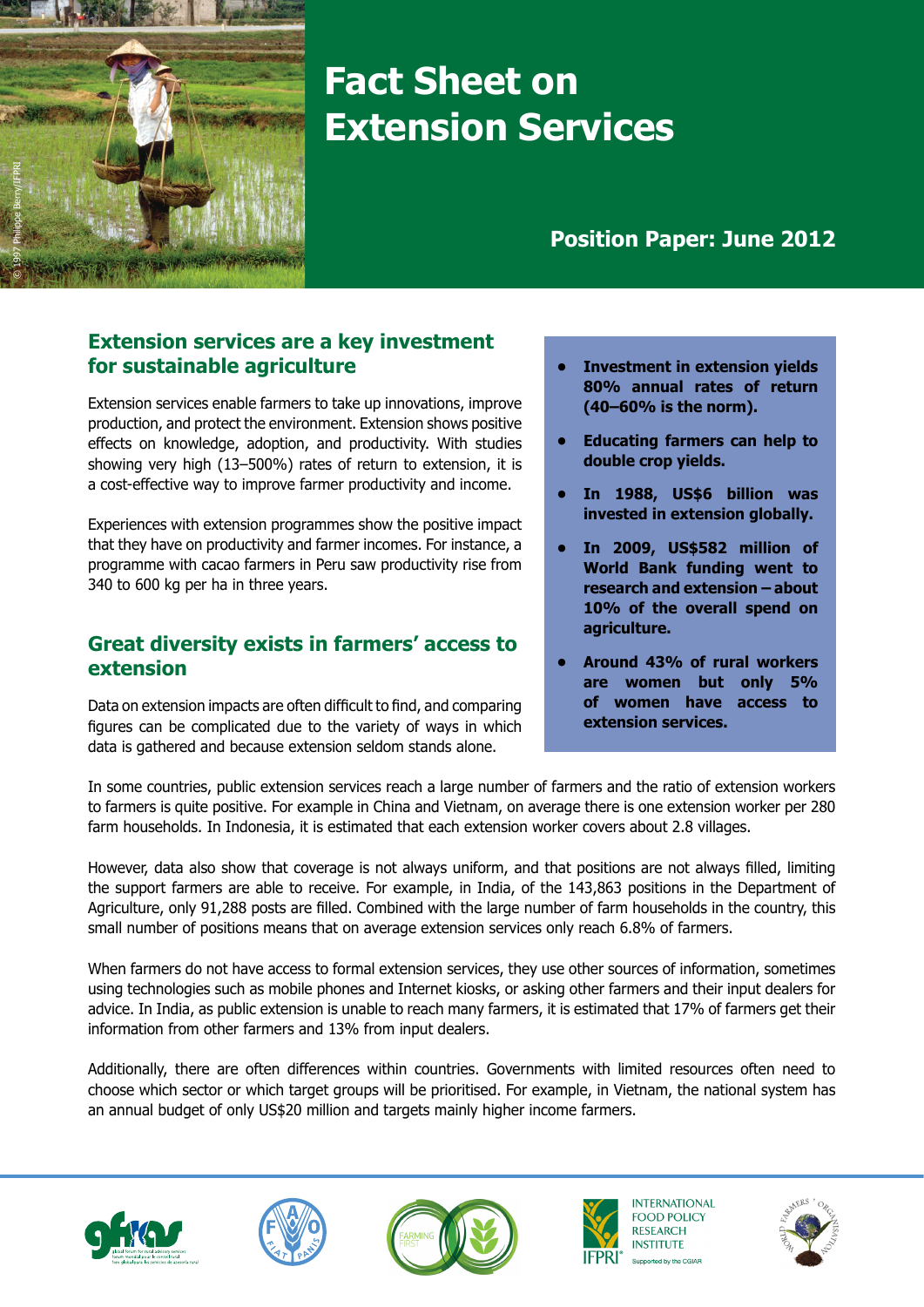# Fact Sheet on Extension Services

## Position Paper: June 2012

## Extension services are a key investment for sustainable agriculture

Extension services enable farmers to take up innovations, improve production, and protect the environment. Extension shows positive effects on knowledge, adoption, and productivity. With studies showing very high (13–500%) rates of return to extension, it is a cost-effective way to improve farmer productivity and income.

Experiences with extension programmes show the positive impact that they have on productivity and farmer incomes. For instance, a programme with cacao farmers in Peru saw productivity rise from 340 to 600 kg per ha in three years.

- **Investment in extension yields 80% annual rates of return (40–60% is the norm).**
- **Educating farmers can help to double crop yields.**
- **In 1988, US$6 billion was invested in extension globally.**
- **In 2009, US$582 million of World Bank funding went to research and extension – about 10% of the overall spend on agriculture.**
- **Around 43% of rural workers are women but only 5% of women have access to extension services.**

## Great diversity exists in farmers' access to extension

Data on extension impacts are often difficult to find, and comparing figures can be complicated due to the variety of ways in which data is gathered and because extension seldom stands alone.

In some countries, public extension services reach a large number of farmers and the ratio of extension workers to farmers is quite positive. For example in China and Vietnam, on average there is one extension worker per 280 farm households. In Indonesia, it is estimated that each extension worker covers about 2.8 villages.

However, data also show that coverage is not always uniform, and that positions are not always filled, limiting the support farmers are able to receive. For example, in India, of the 143,863 positions in the Department of Agriculture, only 91,288 posts are filled. Combined with the large number of farm households in the country, this small number of positions means that on average extension services only reach 6.8% of farmers.

When farmers do not have access to formal extension services, they use other sources of information, sometimes using technologies such as mobile phones and Internet kiosks, or asking other farmers and their input dealers for advice. In India, as public extension is unable to reach many farmers, it is estimated that 17% of farmers get their information from other farmers and 13% from input dealers.

Additionally, there are often differences within countries. Governments with limited resources often need to choose which sector or which target groups will be prioritised. For example, in Vietnam, the national system has an annual budget of only US$20 million and targets mainly higher income farmers.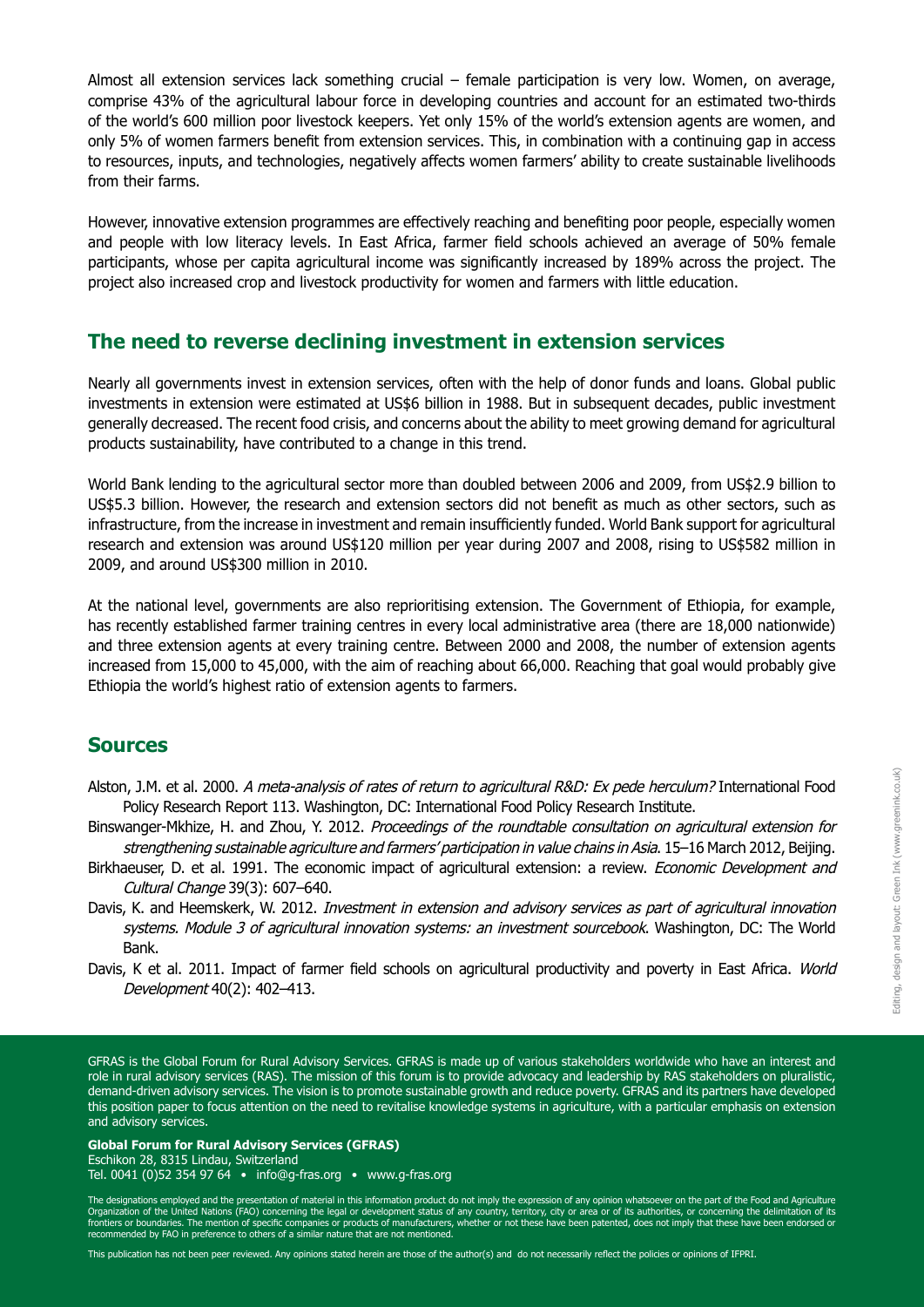Almost all extension services lack something crucial – female participation is very low. Women, on average, comprise 43% of the agricultural labour force in developing countries and account for an estimated two-thirds of the world's 600 million poor livestock keepers. Yet only 15% of the world's extension agents are women, and only 5% of women farmers benefit from extension services. This, in combination with a continuing gap in access to resources, inputs, and technologies, negatively affects women farmers' ability to create sustainable livelihoods from their farms.

However, innovative extension programmes are effectively reaching and benefiting poor people, especially women and people with low literacy levels. In East Africa, farmer field schools achieved an average of 50% female participants, whose per capita agricultural income was significantly increased by 189% across the project. The project also increased crop and livestock productivity for women and farmers with little education.

## The need to reverse declining investment in extension services

Nearly all governments invest in extension services, often with the help of donor funds and loans. Global public investments in extension were estimated at US$6 billion in 1988. But in subsequent decades, public investment generally decreased. The recent food crisis, and concerns about the ability to meet growing demand for agricultural products sustainability, have contributed to a change in this trend.

World Bank lending to the agricultural sector more than doubled between 2006 and 2009, from US$2.9 billion to US$5.3 billion. However, the research and extension sectors did not benefit as much as other sectors, such as infrastructure, from the increase in investment and remain insufficiently funded. World Bank support for agricultural research and extension was around US$120 million per year during 2007 and 2008, rising to US$582 million in 2009, and around US$300 million in 2010.

At the national level, governments are also reprioritising extension. The Government of Ethiopia, for example, has recently established farmer training centres in every local administrative area (there are 18,000 nationwide) and three extension agents at every training centre. Between 2000 and 2008, the number of extension agents increased from 15,000 to 45,000, with the aim of reaching about 66,000. Reaching that goal would probably give Ethiopia the world's highest ratio of extension agents to farmers.

## Sources

Alston, J.M. et al. 2000. *A meta-analysis of rates of return to agricultural R&D: Ex pede herculum?* International Food Policy Research Report 113. Washington, DC: International Food Policy Research Institute.

Binswanger-Mkhize, H. and Zhou, Y. 2012. *Proceedings of the roundtable consultation on agricultural extension for strengthening sustainable agriculture and farmers' participation in value chains in Asia.* 15–16 March 2012, Beijing.

Birkhaeuser, D. et al. 1991. The economic impact of agricultural extension: a review. *Economic Development and Cultural Change* 39(3): 607–640.

Davis, K. and Heemskerk, W. 2012. *Investment in extension and advisory services as part of agricultural innovation systems. Module 3 of agricultural innovation systems: an investment sourcebook.* Washington, DC: The World Bank.

Davis, K et al. 2011. Impact of farmer field schools on agricultural productivity and poverty in East Africa. *World Development* 40(2): 402–413.

Editing, design and layout: Green Ink (www.greenink.co.uk)

GFRAS is the Global Forum for Rural Advisory Services. GFRAS is made up of various stakeholders worldwide who have an interest and role in rural advisory services (RAS). The mission of this forum is to provide advocacy and leadership by RAS stakeholders on pluralistic, demand-driven advisory services. The vision is to promote sustainable growth and reduce poverty. GFRAS and its partners have developed this position paper to focus attention on the need to revitalise knowledge systems in agriculture, with a particular emphasis on extension and advisory services.

**Global Forum for Rural Advisory Services (GFRAS)**
Eschikon 28, 8315 Lindau, Switzerland
Tel. 0041 (0)52 354 97 64 • info@g-fras.org • www.g-fras.org

The designations employed and the presentation of material in this information product do not imply the expression of any opinion whatsoever on the part of the Food and Agriculture Organization of the United Nations (FAO) concerning the legal or development status of any country, territory, city or area or of its authorities, or concerning the delimitation of its frontiers or boundaries. The mention of specific companies or products of manufacturers, whether or not these have been patented, does not imply that these have been endorsed or recommended by FAO in preference to others of a similar nature that are not mentioned.

This publication has not been peer reviewed. Any opinions stated herein are those of the author(s) and do not necessarily reflect the policies or opinions of IFPRI.